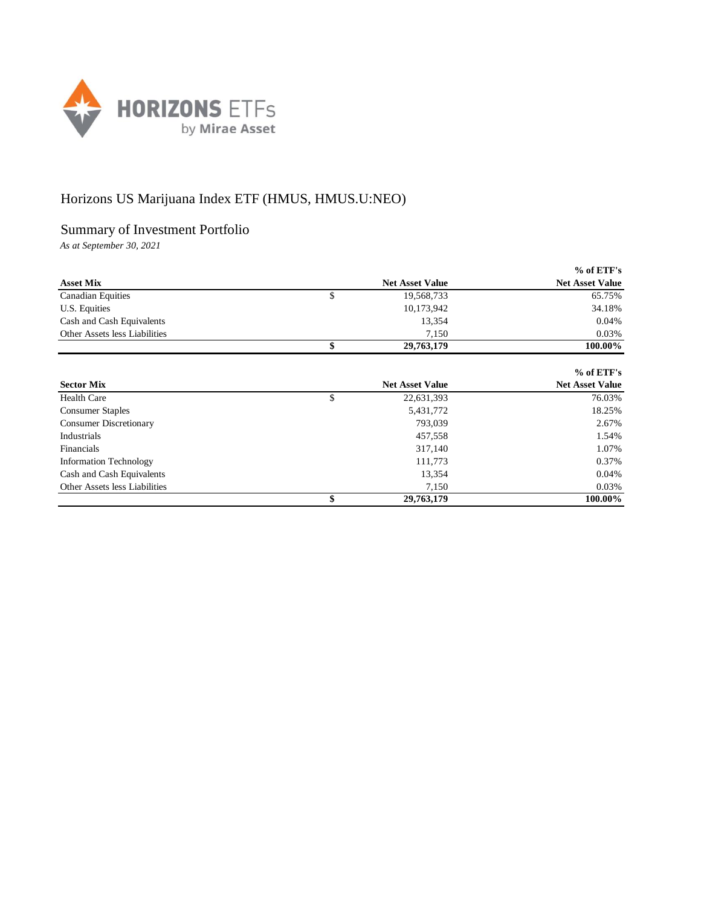HORIZONS ETFs by Mirae Asset

# Horizons US Marijuana Index ETF (HMUS, HMUS.U:NEO)

## Summary of Investment Portfolio

*As at September 30, 2021*

| Asset Mix | | Net Asset Value | % of ETF's Net Asset Value |
|---|---|---|---|
| Canadian Equities | $ | 19,568,733 | 65.75% |
| U.S. Equities | | 10,173,942 | 34.18% |
| Cash and Cash Equivalents | | 13,354 | 0.04% |
| Other Assets less Liabilities | | 7,150 | 0.03% |
| | **$** | **29,763,179** | **100.00%** |

| Sector Mix | | Net Asset Value | % of ETF's Net Asset Value |
|---|---|---|---|
| Health Care | $ | 22,631,393 | 76.03% |
| Consumer Staples | | 5,431,772 | 18.25% |
| Consumer Discretionary | | 793,039 | 2.67% |
| Industrials | | 457,558 | 1.54% |
| Financials | | 317,140 | 1.07% |
| Information Technology | | 111,773 | 0.37% |
| Cash and Cash Equivalents | | 13,354 | 0.04% |
| Other Assets less Liabilities | | 7,150 | 0.03% |
| | **$** | **29,763,179** | **100.00%** |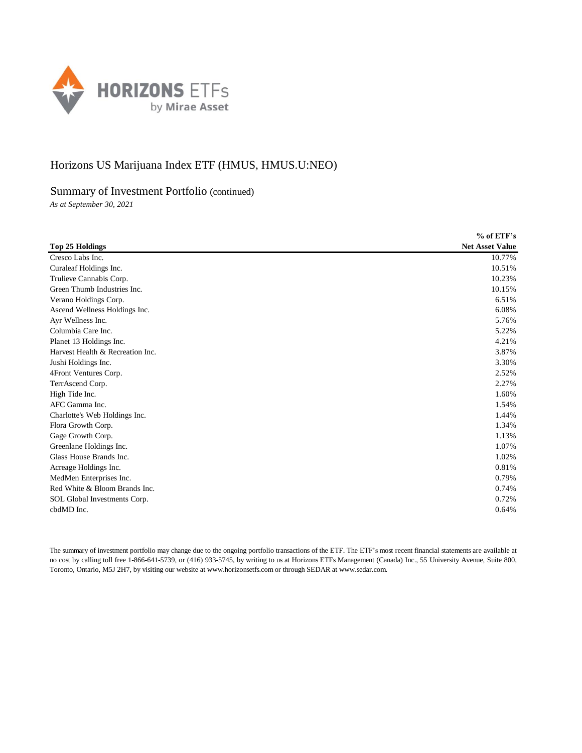# Horizons US Marijuana Index ETF (HMUS, HMUS.U:NEO)

## Summary of Investment Portfolio (continued)

*As at September 30, 2021*

| Top 25 Holdings | % of ETF's Net Asset Value |
|---|---|
| Cresco Labs Inc. | 10.77% |
| Curaleaf Holdings Inc. | 10.51% |
| Trulieve Cannabis Corp. | 10.23% |
| Green Thumb Industries Inc. | 10.15% |
| Verano Holdings Corp. | 6.51% |
| Ascend Wellness Holdings Inc. | 6.08% |
| Ayr Wellness Inc. | 5.76% |
| Columbia Care Inc. | 5.22% |
| Planet 13 Holdings Inc. | 4.21% |
| Harvest Health & Recreation Inc. | 3.87% |
| Jushi Holdings Inc. | 3.30% |
| 4Front Ventures Corp. | 2.52% |
| TerrAscend Corp. | 2.27% |
| High Tide Inc. | 1.60% |
| AFC Gamma Inc. | 1.54% |
| Charlotte's Web Holdings Inc. | 1.44% |
| Flora Growth Corp. | 1.34% |
| Gage Growth Corp. | 1.13% |
| Greenlane Holdings Inc. | 1.07% |
| Glass House Brands Inc. | 1.02% |
| Acreage Holdings Inc. | 0.81% |
| MedMen Enterprises Inc. | 0.79% |
| Red White & Bloom Brands Inc. | 0.74% |
| SOL Global Investments Corp. | 0.72% |
| cbdMD Inc. | 0.64% |

The summary of investment portfolio may change due to the ongoing portfolio transactions of the ETF. The ETF's most recent financial statements are available at no cost by calling toll free 1-866-641-5739, or (416) 933-5745, by writing to us at Horizons ETFs Management (Canada) Inc., 55 University Avenue, Suite 800, Toronto, Ontario, M5J 2H7, by visiting our website at www.horizonsetfs.com or through SEDAR at www.sedar.com.